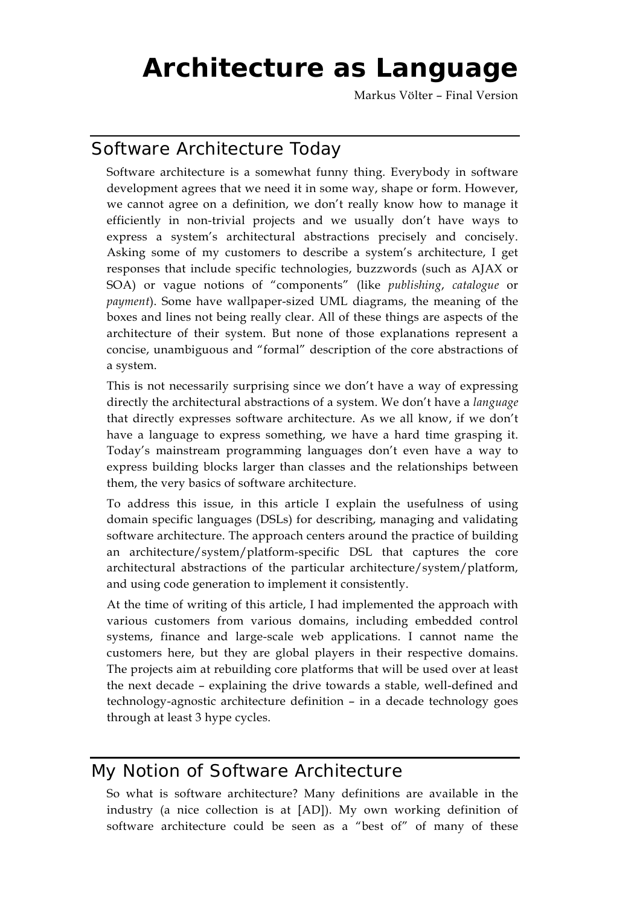# Architecture as Language

Markus Völter – Final Version

## Software Architecture Today

Software architecture is a somewhat funny thing. Everybody in software development agrees that we need it in some way, shape or form. However, we cannot agree on a definition, we don't really know how to manage it efficiently in non-trivial projects and we usually don't have ways to express a system's architectural abstractions precisely and concisely. Asking some of my customers to describe a system's architecture, I get responses that include specific technologies, buzzwords (such as AJAX or SOA) or vague notions of "components" (like *publishing*, *catalogue* or *payment*). Some have wallpaper-sized UML diagrams, the meaning of the boxes and lines not being really clear. All of these things are aspects of the architecture of their system. But none of those explanations represent a concise, unambiguous and "formal" description of the core abstractions of a system.

This is not necessarily surprising since we don't have a way of expressing directly the architectural abstractions of a system. We don't have a *language* that directly expresses software architecture. As we all know, if we don't have a language to express something, we have a hard time grasping it. Today's mainstream programming languages don't even have a way to express building blocks larger than classes and the relationships between them, the very basics of software architecture.

To address this issue, in this article I explain the usefulness of using domain specific languages (DSLs) for describing, managing and validating software architecture. The approach centers around the practice of building an architecture/system/platform-specific DSL that captures the core architectural abstractions of the particular architecture/system/platform, and using code generation to implement it consistently.

At the time of writing of this article, I had implemented the approach with various customers from various domains, including embedded control systems, finance and large-scale web applications. I cannot name the customers here, but they are global players in their respective domains. The projects aim at rebuilding core platforms that will be used over at least the next decade – explaining the drive towards a stable, well-defined and technology-agnostic architecture definition – in a decade technology goes through at least 3 hype cycles.

## My Notion of Software Architecture

So what is software architecture? Many definitions are available in the industry (a nice collection is at [AD]). My own working definition of software architecture could be seen as a "best of" of many of these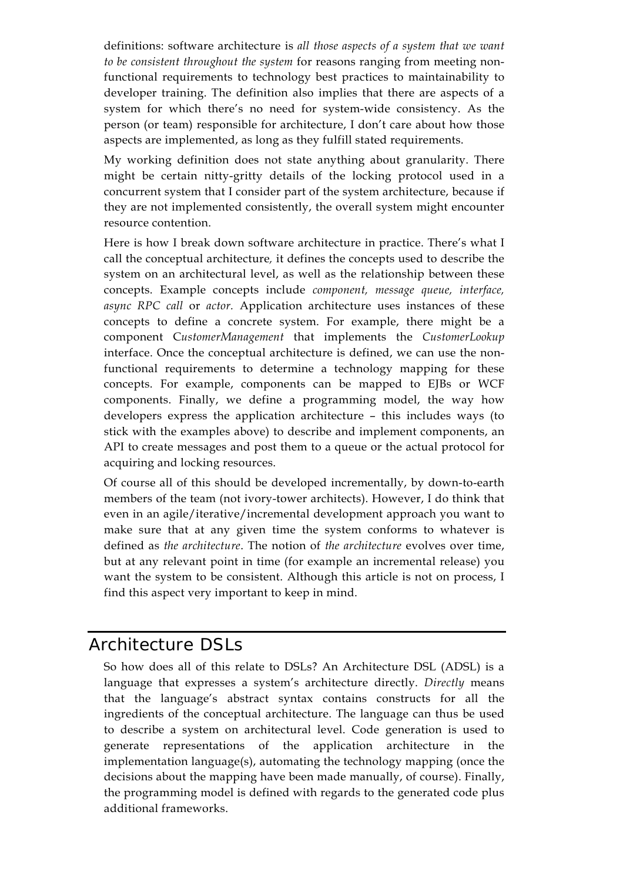definitions: software architecture is *all those aspects of a system that we want to be consistent throughout the system* for reasons ranging from meeting non-functional requirements to technology best practices to maintainability to developer training. The definition also implies that there are aspects of a system for which there's no need for system-wide consistency. As the person (or team) responsible for architecture, I don't care about how those aspects are implemented, as long as they fulfill stated requirements.

My working definition does not state anything about granularity. There might be certain nitty-gritty details of the locking protocol used in a concurrent system that I consider part of the system architecture, because if they are not implemented consistently, the overall system might encounter resource contention.

Here is how I break down software architecture in practice. There's what I call the conceptual architecture, it defines the concepts used to describe the system on an architectural level, as well as the relationship between these concepts. Example concepts include *component, message queue, interface, async RPC call* or *actor.* Application architecture uses instances of these concepts to define a concrete system. For example, there might be a component C*ustomerManagement* that implements the *CustomerLookup* interface. Once the conceptual architecture is defined, we can use the non-functional requirements to determine a technology mapping for these concepts. For example, components can be mapped to EJBs or WCF components. Finally, we define a programming model, the way how developers express the application architecture – this includes ways (to stick with the examples above) to describe and implement components, an API to create messages and post them to a queue or the actual protocol for acquiring and locking resources.

Of course all of this should be developed incrementally, by down-to-earth members of the team (not ivory-tower architects). However, I do think that even in an agile/iterative/incremental development approach you want to make sure that at any given time the system conforms to whatever is defined as *the architecture*. The notion of *the architecture* evolves over time, but at any relevant point in time (for example an incremental release) you want the system to be consistent. Although this article is not on process, I find this aspect very important to keep in mind.

## Architecture DSLs

So how does all of this relate to DSLs? An Architecture DSL (ADSL) is a language that expresses a system's architecture directly. *Directly* means that the language's abstract syntax contains constructs for all the ingredients of the conceptual architecture. The language can thus be used to describe a system on architectural level. Code generation is used to generate representations of the application architecture in the implementation language(s), automating the technology mapping (once the decisions about the mapping have been made manually, of course). Finally, the programming model is defined with regards to the generated code plus additional frameworks.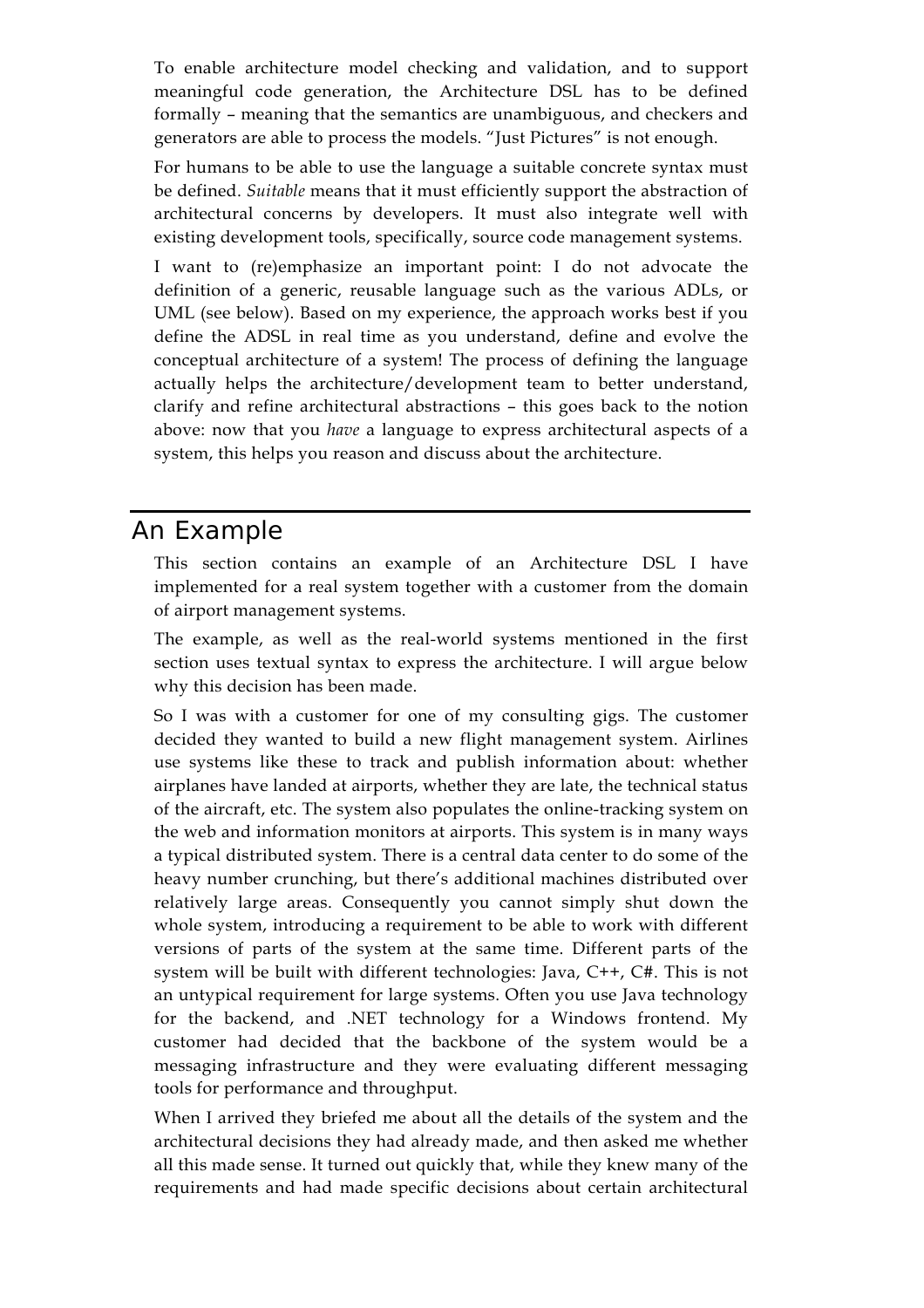To enable architecture model checking and validation, and to support meaningful code generation, the Architecture DSL has to be defined formally – meaning that the semantics are unambiguous, and checkers and generators are able to process the models. "Just Pictures" is not enough.

For humans to be able to use the language a suitable concrete syntax must be defined. *Suitable* means that it must efficiently support the abstraction of architectural concerns by developers. It must also integrate well with existing development tools, specifically, source code management systems.

I want to (re)emphasize an important point: I do not advocate the definition of a generic, reusable language such as the various ADLs, or UML (see below). Based on my experience, the approach works best if you define the ADSL in real time as you understand, define and evolve the conceptual architecture of a system! The process of defining the language actually helps the architecture/development team to better understand, clarify and refine architectural abstractions – this goes back to the notion above: now that you *have* a language to express architectural aspects of a system, this helps you reason and discuss about the architecture.

## An Example

This section contains an example of an Architecture DSL I have implemented for a real system together with a customer from the domain of airport management systems.

The example, as well as the real-world systems mentioned in the first section uses textual syntax to express the architecture. I will argue below why this decision has been made.

So I was with a customer for one of my consulting gigs. The customer decided they wanted to build a new flight management system. Airlines use systems like these to track and publish information about: whether airplanes have landed at airports, whether they are late, the technical status of the aircraft, etc. The system also populates the online-tracking system on the web and information monitors at airports. This system is in many ways a typical distributed system. There is a central data center to do some of the heavy number crunching, but there's additional machines distributed over relatively large areas. Consequently you cannot simply shut down the whole system, introducing a requirement to be able to work with different versions of parts of the system at the same time. Different parts of the system will be built with different technologies: Java, C++, C#. This is not an untypical requirement for large systems. Often you use Java technology for the backend, and .NET technology for a Windows frontend. My customer had decided that the backbone of the system would be a messaging infrastructure and they were evaluating different messaging tools for performance and throughput.

When I arrived they briefed me about all the details of the system and the architectural decisions they had already made, and then asked me whether all this made sense. It turned out quickly that, while they knew many of the requirements and had made specific decisions about certain architectural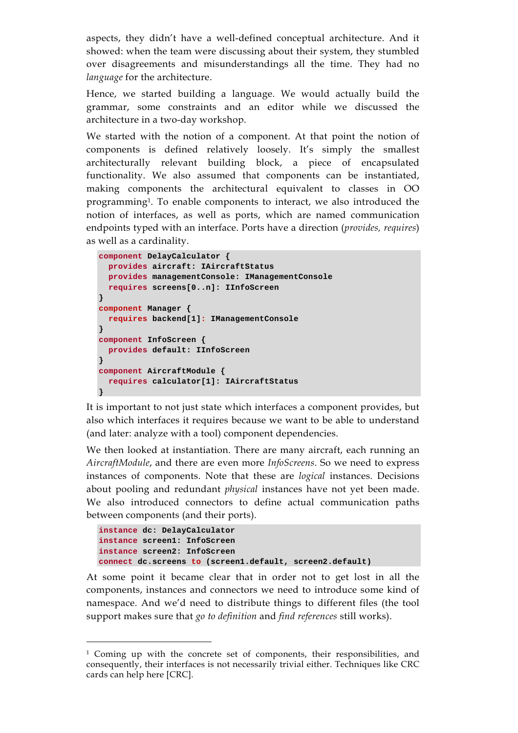aspects, they didn't have a well-defined conceptual architecture. And it showed: when the team were discussing about their system, they stumbled over disagreements and misunderstandings all the time. They had no *language* for the architecture.

Hence, we started building a language. We would actually build the grammar, some constraints and an editor while we discussed the architecture in a two-day workshop.

We started with the notion of a component. At that point the notion of components is defined relatively loosely. It's simply the smallest architecturally relevant building block, a piece of encapsulated functionality. We also assumed that components can be instantiated, making components the architectural equivalent to classes in OO programming[1]. To enable components to interact, we also introduced the notion of interfaces, as well as ports, which are named communication endpoints typed with an interface. Ports have a direction (*provides, requires*) as well as a cardinality.

```
component DelayCalculator {
  provides aircraft: IAircraftStatus
  provides managementConsole: IManagementConsole
  requires screens[0..n]: IInfoScreen
}
component Manager {
  requires backend[1]: IManagementConsole
}
component InfoScreen {
  provides default: IInfoScreen
}
component AircraftModule {
  requires calculator[1]: IAircraftStatus
}
```

It is important to not just state which interfaces a component provides, but also which interfaces it requires because we want to be able to understand (and later: analyze with a tool) component dependencies.

We then looked at instantiation. There are many aircraft, each running an *AircraftModule*, and there are even more *InfoScreens*. So we need to express instances of components. Note that these are *logical* instances. Decisions about pooling and redundant *physical* instances have not yet been made. We also introduced connectors to define actual communication paths between components (and their ports).

```
instance dc: DelayCalculator
instance screen1: InfoScreen
instance screen2: InfoScreen
connect dc.screens to (screen1.default, screen2.default)
```

At some point it became clear that in order not to get lost in all the components, instances and connectors we need to introduce some kind of namespace. And we'd need to distribute things to different files (the tool support makes sure that *go to definition* and *find references* still works).

---

[1] Coming up with the concrete set of components, their responsibilities, and consequently, their interfaces is not necessarily trivial either. Techniques like CRC cards can help here [CRC].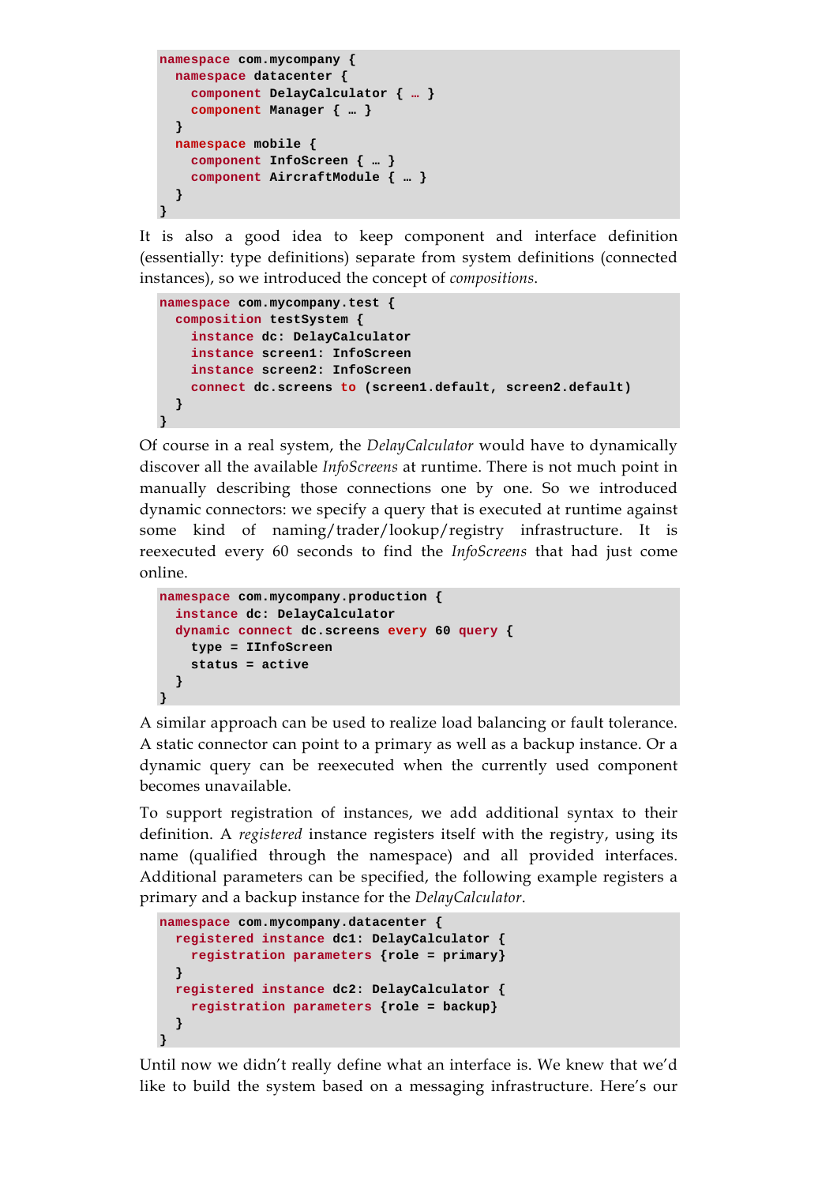```
namespace com.mycompany {
  namespace datacenter {
    component DelayCalculator { … }
    component Manager { … }
  }
  namespace mobile {
    component InfoScreen { … }
    component AircraftModule { … }
  }
}
```

It is also a good idea to keep component and interface definition (essentially: type definitions) separate from system definitions (connected instances), so we introduced the concept of *compositions*.

```
namespace com.mycompany.test {
  composition testSystem {
    instance dc: DelayCalculator
    instance screen1: InfoScreen
    instance screen2: InfoScreen
    connect dc.screens to (screen1.default, screen2.default)
  }
}
```

Of course in a real system, the *DelayCalculator* would have to dynamically discover all the available *InfoScreens* at runtime. There is not much point in manually describing those connections one by one. So we introduced dynamic connectors: we specify a query that is executed at runtime against some kind of naming/trader/lookup/registry infrastructure. It is reexecuted every 60 seconds to find the *InfoScreens* that had just come online.

```
namespace com.mycompany.production {
  instance dc: DelayCalculator
  dynamic connect dc.screens every 60 query {
    type = IInfoScreen
    status = active
  }
}
```

A similar approach can be used to realize load balancing or fault tolerance. A static connector can point to a primary as well as a backup instance. Or a dynamic query can be reexecuted when the currently used component becomes unavailable.

To support registration of instances, we add additional syntax to their definition. A *registered* instance registers itself with the registry, using its name (qualified through the namespace) and all provided interfaces. Additional parameters can be specified, the following example registers a primary and a backup instance for the *DelayCalculator*.

```
namespace com.mycompany.datacenter {
  registered instance dc1: DelayCalculator {
    registration parameters {role = primary}
  }
  registered instance dc2: DelayCalculator {
    registration parameters {role = backup}
  }
}
```

Until now we didn't really define what an interface is. We knew that we'd like to build the system based on a messaging infrastructure. Here's our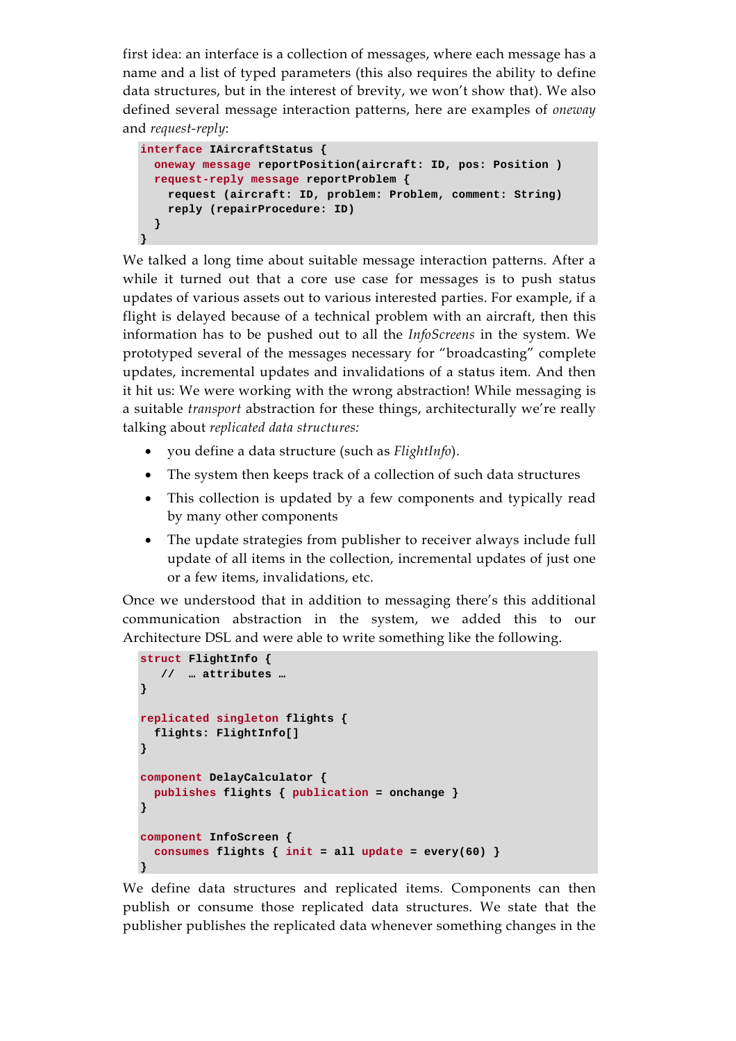first idea: an interface is a collection of messages, where each message has a name and a list of typed parameters (this also requires the ability to define data structures, but in the interest of brevity, we won't show that). We also defined several message interaction patterns, here are examples of *oneway* and *request-reply*:

```
interface IAircraftStatus {
  oneway message reportPosition(aircraft: ID, pos: Position )
  request-reply message reportProblem {
    request (aircraft: ID, problem: Problem, comment: String)
    reply (repairProcedure: ID)
  }
}
```

We talked a long time about suitable message interaction patterns. After a while it turned out that a core use case for messages is to push status updates of various assets out to various interested parties. For example, if a flight is delayed because of a technical problem with an aircraft, then this information has to be pushed out to all the *InfoScreens* in the system. We prototyped several of the messages necessary for "broadcasting" complete updates, incremental updates and invalidations of a status item. And then it hit us: We were working with the wrong abstraction! While messaging is a suitable *transport* abstraction for these things, architecturally we're really talking about *replicated data structures:*

- you define a data structure (such as *FlightInfo*).
- The system then keeps track of a collection of such data structures
- This collection is updated by a few components and typically read by many other components
- The update strategies from publisher to receiver always include full update of all items in the collection, incremental updates of just one or a few items, invalidations, etc.

Once we understood that in addition to messaging there's this additional communication abstraction in the system, we added this to our Architecture DSL and were able to write something like the following.

```
struct FlightInfo {
   //  … attributes …
}

replicated singleton flights {
  flights: FlightInfo[]
}

component DelayCalculator {
  publishes flights { publication = onchange }
}

component InfoScreen {
  consumes flights { init = all update = every(60) }
}
```

We define data structures and replicated items. Components can then publish or consume those replicated data structures. We state that the publisher publishes the replicated data whenever something changes in the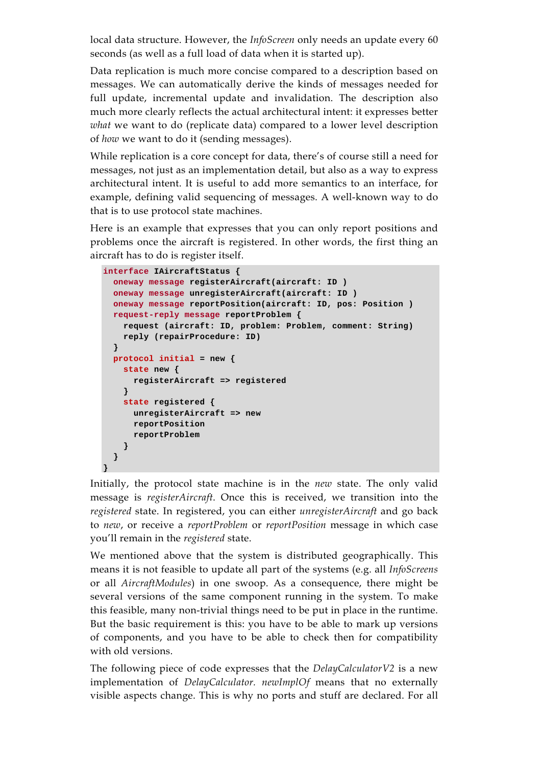local data structure. However, the *InfoScreen* only needs an update every 60 seconds (as well as a full load of data when it is started up).

Data replication is much more concise compared to a description based on messages. We can automatically derive the kinds of messages needed for full update, incremental update and invalidation. The description also much more clearly reflects the actual architectural intent: it expresses better *what* we want to do (replicate data) compared to a lower level description of *how* we want to do it (sending messages).

While replication is a core concept for data, there's of course still a need for messages, not just as an implementation detail, but also as a way to express architectural intent. It is useful to add more semantics to an interface, for example, defining valid sequencing of messages. A well-known way to do that is to use protocol state machines.

Here is an example that expresses that you can only report positions and problems once the aircraft is registered. In other words, the first thing an aircraft has to do is register itself.

```
interface IAircraftStatus {
  oneway message registerAircraft(aircraft: ID )
  oneway message unregisterAircraft(aircraft: ID )
  oneway message reportPosition(aircraft: ID, pos: Position )
  request-reply message reportProblem {
    request (aircraft: ID, problem: Problem, comment: String)
    reply (repairProcedure: ID)
  }
  protocol initial = new {
    state new {
      registerAircraft => registered
    }
    state registered {
      unregisterAircraft => new
      reportPosition
      reportProblem
    }
  }
}
```

Initially, the protocol state machine is in the *new* state. The only valid message is *registerAircraft*. Once this is received, we transition into the *registered* state. In registered, you can either *unregisterAircraft* and go back to *new*, or receive a *reportProblem* or *reportPosition* message in which case you'll remain in the *registered* state.

We mentioned above that the system is distributed geographically. This means it is not feasible to update all part of the systems (e.g. all *InfoScreens* or all *AircraftModules*) in one swoop. As a consequence, there might be several versions of the same component running in the system. To make this feasible, many non-trivial things need to be put in place in the runtime. But the basic requirement is this: you have to be able to mark up versions of components, and you have to be able to check then for compatibility with old versions.

The following piece of code expresses that the *DelayCalculatorV2* is a new implementation of *DelayCalculator*. *newImplOf* means that no externally visible aspects change. This is why no ports and stuff are declared. For all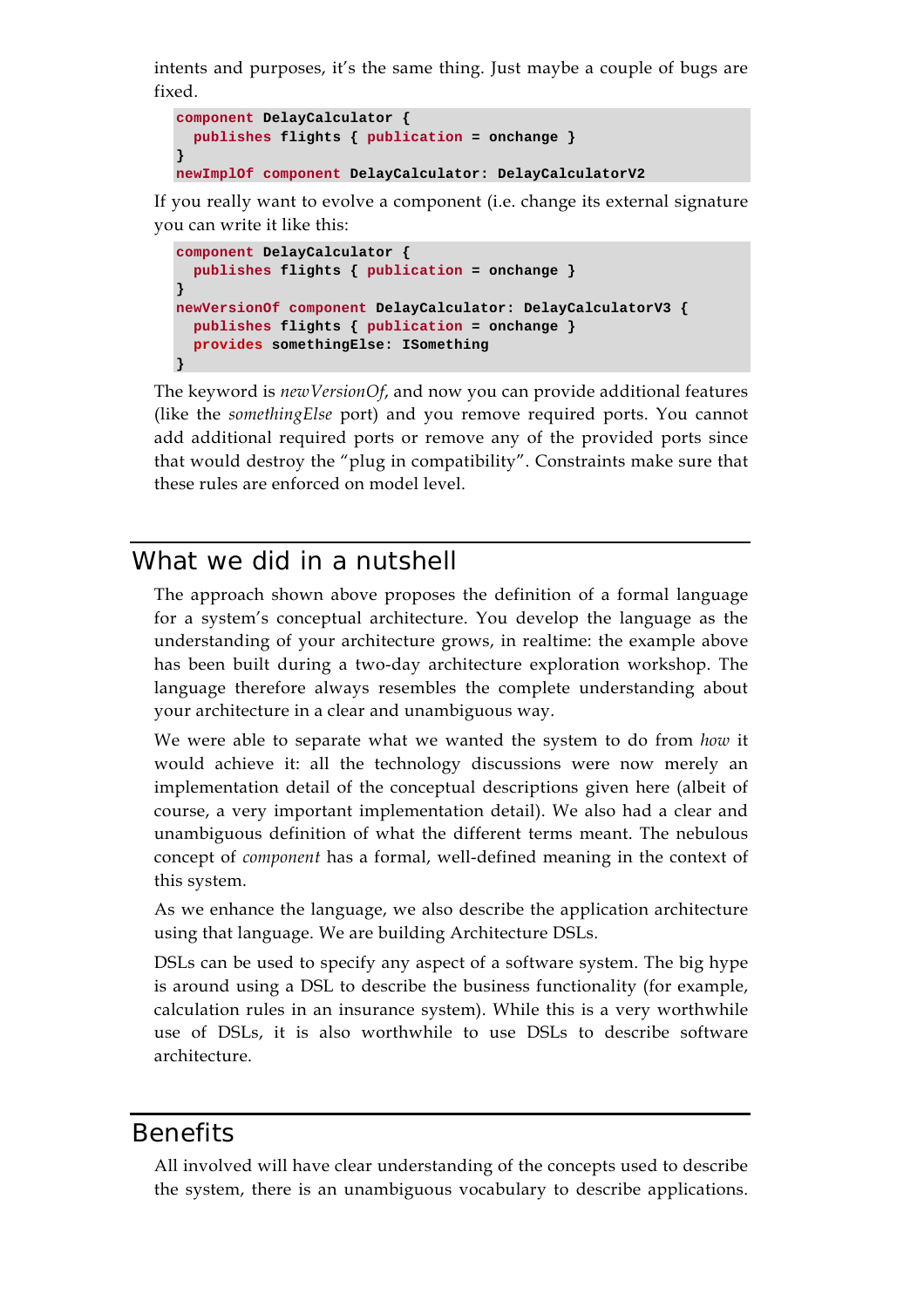intents and purposes, it's the same thing. Just maybe a couple of bugs are fixed.

```
component DelayCalculator {
  publishes flights { publication = onchange }
}
newImplOf component DelayCalculator: DelayCalculatorV2
```

If you really want to evolve a component (i.e. change its external signature you can write it like this:

```
component DelayCalculator {
  publishes flights { publication = onchange }
}
newVersionOf component DelayCalculator: DelayCalculatorV3 {
  publishes flights { publication = onchange }
  provides somethingElse: ISomething
}
```

The keyword is *newVersionOf*, and now you can provide additional features (like the *somethingElse* port) and you remove required ports. You cannot add additional required ports or remove any of the provided ports since that would destroy the "plug in compatibility". Constraints make sure that these rules are enforced on model level.

## What we did in a nutshell

The approach shown above proposes the definition of a formal language for a system's conceptual architecture. You develop the language as the understanding of your architecture grows, in realtime: the example above has been built during a two-day architecture exploration workshop. The language therefore always resembles the complete understanding about your architecture in a clear and unambiguous way.

We were able to separate what we wanted the system to do from *how* it would achieve it: all the technology discussions were now merely an implementation detail of the conceptual descriptions given here (albeit of course, a very important implementation detail). We also had a clear and unambiguous definition of what the different terms meant. The nebulous concept of *component* has a formal, well-defined meaning in the context of this system.

As we enhance the language, we also describe the application architecture using that language. We are building Architecture DSLs.

DSLs can be used to specify any aspect of a software system. The big hype is around using a DSL to describe the business functionality (for example, calculation rules in an insurance system). While this is a very worthwhile use of DSLs, it is also worthwhile to use DSLs to describe software architecture.

## Benefits

All involved will have clear understanding of the concepts used to describe the system, there is an unambiguous vocabulary to describe applications.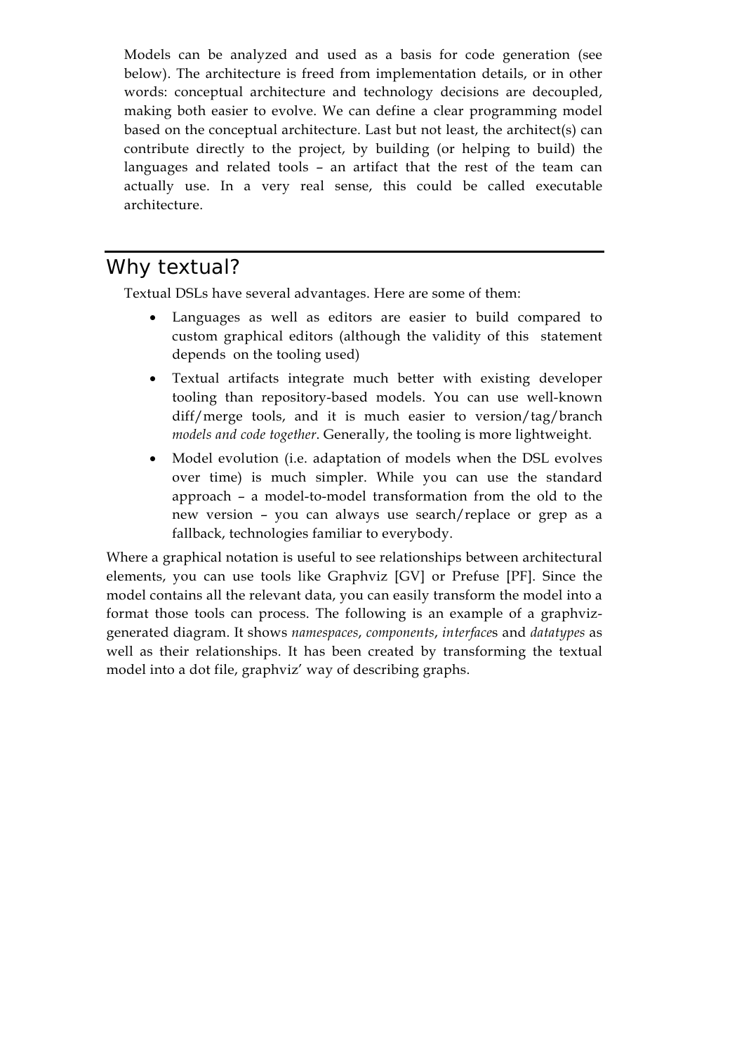Models can be analyzed and used as a basis for code generation (see below). The architecture is freed from implementation details, or in other words: conceptual architecture and technology decisions are decoupled, making both easier to evolve. We can define a clear programming model based on the conceptual architecture. Last but not least, the architect(s) can contribute directly to the project, by building (or helping to build) the languages and related tools – an artifact that the rest of the team can actually use. In a very real sense, this could be called executable architecture.

## Why textual?

Textual DSLs have several advantages. Here are some of them:

- Languages as well as editors are easier to build compared to custom graphical editors (although the validity of this statement depends on the tooling used)
- Textual artifacts integrate much better with existing developer tooling than repository-based models. You can use well-known diff/merge tools, and it is much easier to version/tag/branch *models and code together*. Generally, the tooling is more lightweight.
- Model evolution (i.e. adaptation of models when the DSL evolves over time) is much simpler. While you can use the standard approach – a model-to-model transformation from the old to the new version – you can always use search/replace or grep as a fallback, technologies familiar to everybody.

Where a graphical notation is useful to see relationships between architectural elements, you can use tools like Graphviz [GV] or Prefuse [PF]. Since the model contains all the relevant data, you can easily transform the model into a format those tools can process. The following is an example of a graphviz-generated diagram. It shows *namespaces*, *components*, *interface*s and *datatypes* as well as their relationships. It has been created by transforming the textual model into a dot file, graphviz' way of describing graphs.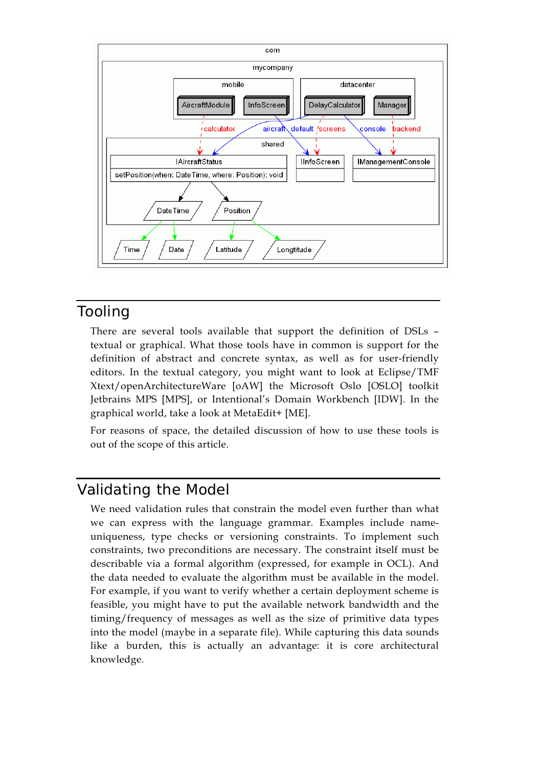## Tooling

There are several tools available that support the definition of DSLs – textual or graphical. What those tools have in common is support for the definition of abstract and concrete syntax, as well as for user-friendly editors. In the textual category, you might want to look at Eclipse/TMF Xtext/openArchitectureWare [oAW] the Microsoft Oslo [OSLO] toolkit Jetbrains MPS [MPS], or Intentional's Domain Workbench [IDW]. In the graphical world, take a look at MetaEdit+ [ME].

For reasons of space, the detailed discussion of how to use these tools is out of the scope of this article.

## Validating the Model

We need validation rules that constrain the model even further than what we can express with the language grammar. Examples include name-uniqueness, type checks or versioning constraints. To implement such constraints, two preconditions are necessary. The constraint itself must be describable via a formal algorithm (expressed, for example in OCL). And the data needed to evaluate the algorithm must be available in the model. For example, if you want to verify whether a certain deployment scheme is feasible, you might have to put the available network bandwidth and the timing/frequency of messages as well as the size of primitive data types into the model (maybe in a separate file). While capturing this data sounds like a burden, this is actually an advantage: it is core architectural knowledge.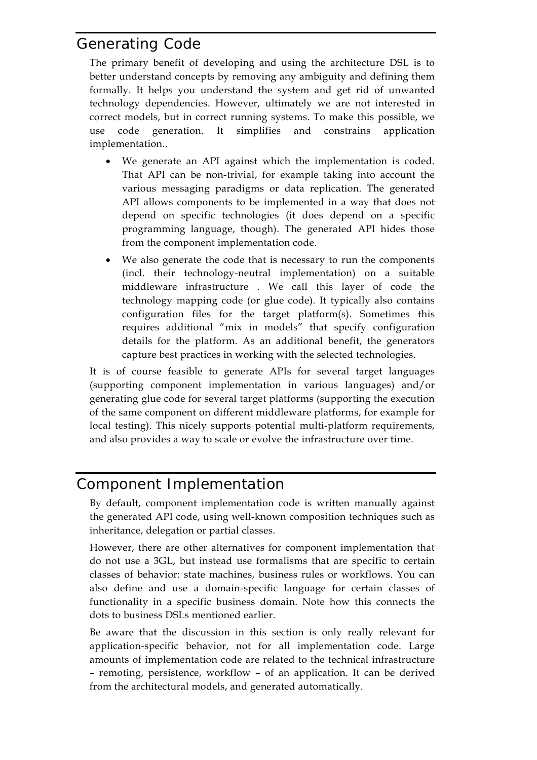## Generating Code

The primary benefit of developing and using the architecture DSL is to better understand concepts by removing any ambiguity and defining them formally. It helps you understand the system and get rid of unwanted technology dependencies. However, ultimately we are not interested in correct models, but in correct running systems. To make this possible, we use code generation. It simplifies and constrains application implementation..

- We generate an API against which the implementation is coded. That API can be non-trivial, for example taking into account the various messaging paradigms or data replication. The generated API allows components to be implemented in a way that does not depend on specific technologies (it does depend on a specific programming language, though). The generated API hides those from the component implementation code.
- We also generate the code that is necessary to run the components (incl. their technology-neutral implementation) on a suitable middleware infrastructure . We call this layer of code the technology mapping code (or glue code). It typically also contains configuration files for the target platform(s). Sometimes this requires additional "mix in models" that specify configuration details for the platform. As an additional benefit, the generators capture best practices in working with the selected technologies.

It is of course feasible to generate APIs for several target languages (supporting component implementation in various languages) and/or generating glue code for several target platforms (supporting the execution of the same component on different middleware platforms, for example for local testing). This nicely supports potential multi-platform requirements, and also provides a way to scale or evolve the infrastructure over time.

## Component Implementation

By default, component implementation code is written manually against the generated API code, using well-known composition techniques such as inheritance, delegation or partial classes.

However, there are other alternatives for component implementation that do not use a 3GL, but instead use formalisms that are specific to certain classes of behavior: state machines, business rules or workflows. You can also define and use a domain-specific language for certain classes of functionality in a specific business domain. Note how this connects the dots to business DSLs mentioned earlier.

Be aware that the discussion in this section is only really relevant for application-specific behavior, not for all implementation code. Large amounts of implementation code are related to the technical infrastructure – remoting, persistence, workflow – of an application. It can be derived from the architectural models, and generated automatically.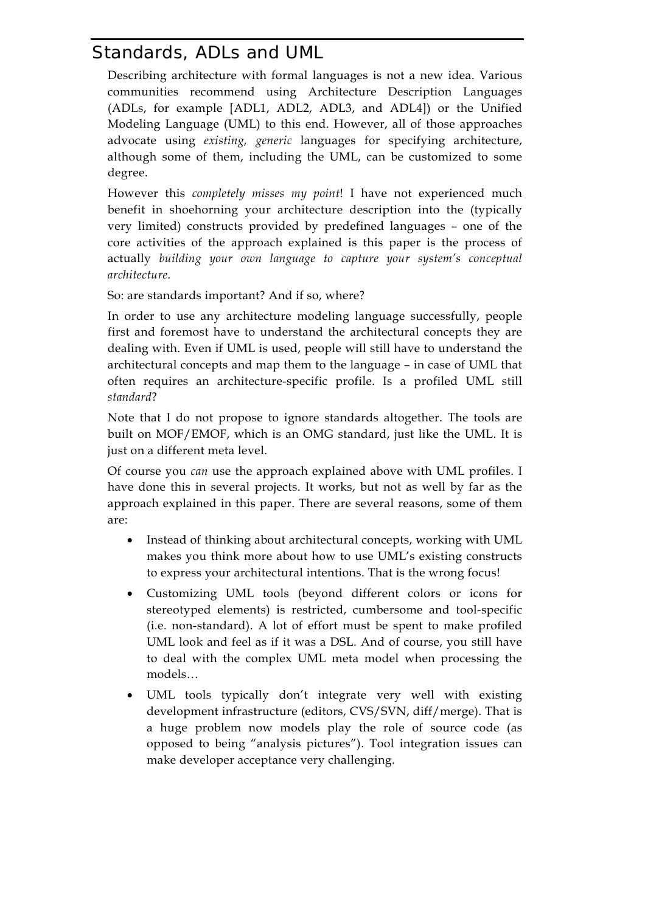## Standards, ADLs and UML

Describing architecture with formal languages is not a new idea. Various communities recommend using Architecture Description Languages (ADLs, for example [ADL1, ADL2, ADL3, and ADL4]) or the Unified Modeling Language (UML) to this end. However, all of those approaches advocate using *existing, generic* languages for specifying architecture, although some of them, including the UML, can be customized to some degree.

However this *completely misses my point*! I have not experienced much benefit in shoehorning your architecture description into the (typically very limited) constructs provided by predefined languages – one of the core activities of the approach explained is this paper is the process of actually *building your own language to capture your system's conceptual architecture*.

So: are standards important? And if so, where?

In order to use any architecture modeling language successfully, people first and foremost have to understand the architectural concepts they are dealing with. Even if UML is used, people will still have to understand the architectural concepts and map them to the language – in case of UML that often requires an architecture-specific profile. Is a profiled UML still *standard*?

Note that I do not propose to ignore standards altogether. The tools are built on MOF/EMOF, which is an OMG standard, just like the UML. It is just on a different meta level.

Of course you *can* use the approach explained above with UML profiles. I have done this in several projects. It works, but not as well by far as the approach explained in this paper. There are several reasons, some of them are:

- Instead of thinking about architectural concepts, working with UML makes you think more about how to use UML's existing constructs to express your architectural intentions. That is the wrong focus!
- Customizing UML tools (beyond different colors or icons for stereotyped elements) is restricted, cumbersome and tool-specific (i.e. non-standard). A lot of effort must be spent to make profiled UML look and feel as if it was a DSL. And of course, you still have to deal with the complex UML meta model when processing the models…
- UML tools typically don't integrate very well with existing development infrastructure (editors, CVS/SVN, diff/merge). That is a huge problem now models play the role of source code (as opposed to being "analysis pictures"). Tool integration issues can make developer acceptance very challenging.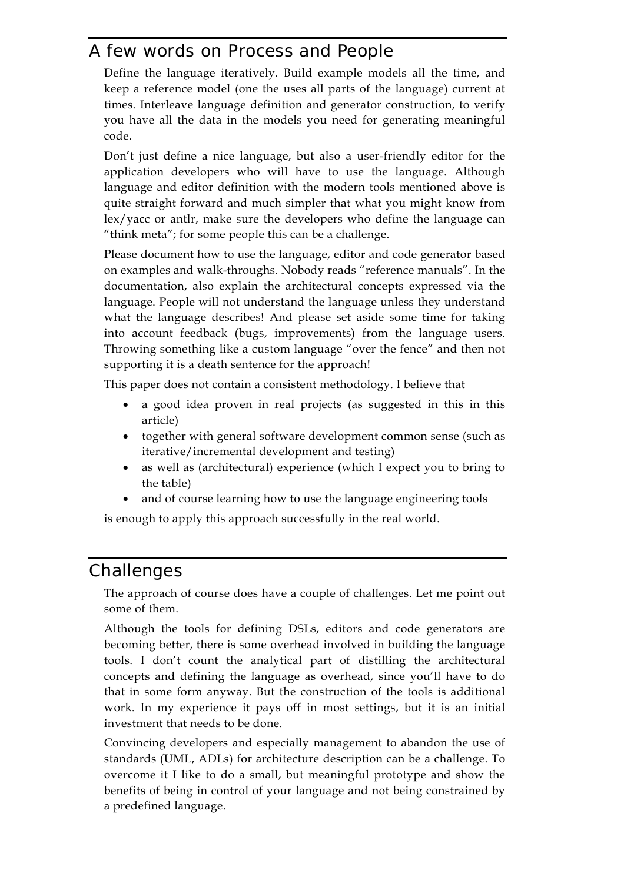## A few words on Process and People

Define the language iteratively. Build example models all the time, and keep a reference model (one the uses all parts of the language) current at times. Interleave language definition and generator construction, to verify you have all the data in the models you need for generating meaningful code.

Don't just define a nice language, but also a user-friendly editor for the application developers who will have to use the language. Although language and editor definition with the modern tools mentioned above is quite straight forward and much simpler that what you might know from lex/yacc or antlr, make sure the developers who define the language can "think meta"; for some people this can be a challenge.

Please document how to use the language, editor and code generator based on examples and walk-throughs. Nobody reads "reference manuals". In the documentation, also explain the architectural concepts expressed via the language. People will not understand the language unless they understand what the language describes! And please set aside some time for taking into account feedback (bugs, improvements) from the language users. Throwing something like a custom language "over the fence" and then not supporting it is a death sentence for the approach!

This paper does not contain a consistent methodology. I believe that

- a good idea proven in real projects (as suggested in this in this article)
- together with general software development common sense (such as iterative/incremental development and testing)
- as well as (architectural) experience (which I expect you to bring to the table)
- and of course learning how to use the language engineering tools

is enough to apply this approach successfully in the real world.

## Challenges

The approach of course does have a couple of challenges. Let me point out some of them.

Although the tools for defining DSLs, editors and code generators are becoming better, there is some overhead involved in building the language tools. I don't count the analytical part of distilling the architectural concepts and defining the language as overhead, since you'll have to do that in some form anyway. But the construction of the tools is additional work. In my experience it pays off in most settings, but it is an initial investment that needs to be done.

Convincing developers and especially management to abandon the use of standards (UML, ADLs) for architecture description can be a challenge. To overcome it I like to do a small, but meaningful prototype and show the benefits of being in control of your language and not being constrained by a predefined language.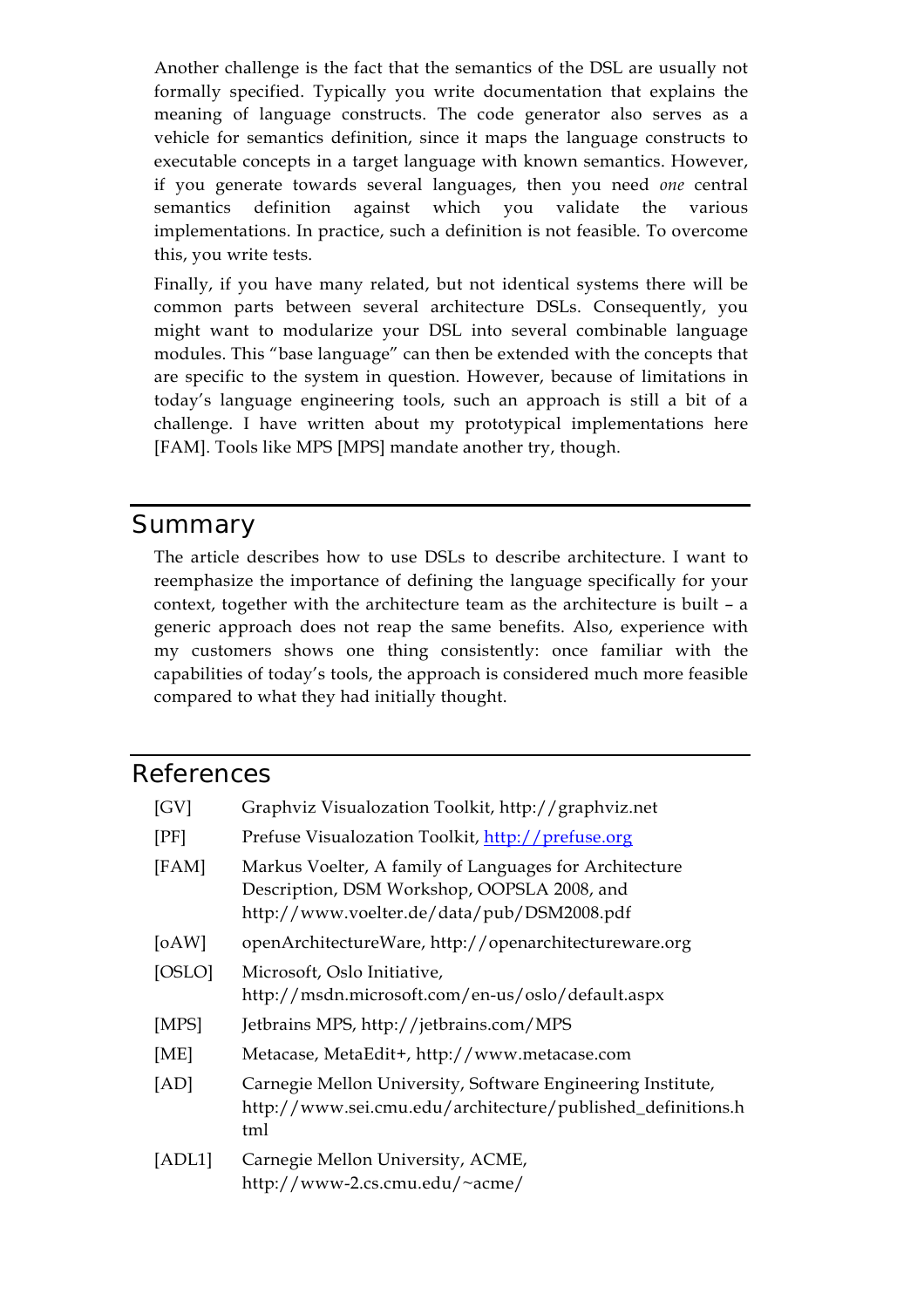Another challenge is the fact that the semantics of the DSL are usually not formally specified. Typically you write documentation that explains the meaning of language constructs. The code generator also serves as a vehicle for semantics definition, since it maps the language constructs to executable concepts in a target language with known semantics. However, if you generate towards several languages, then you need *one* central semantics definition against which you validate the various implementations. In practice, such a definition is not feasible. To overcome this, you write tests.

Finally, if you have many related, but not identical systems there will be common parts between several architecture DSLs. Consequently, you might want to modularize your DSL into several combinable language modules. This "base language" can then be extended with the concepts that are specific to the system in question. However, because of limitations in today's language engineering tools, such an approach is still a bit of a challenge. I have written about my prototypical implementations here [FAM]. Tools like MPS [MPS] mandate another try, though.

## Summary

The article describes how to use DSLs to describe architecture. I want to reemphasize the importance of defining the language specifically for your context, together with the architecture team as the architecture is built – a generic approach does not reap the same benefits. Also, experience with my customers shows one thing consistently: once familiar with the capabilities of today's tools, the approach is considered much more feasible compared to what they had initially thought.

## References

[GV] Graphviz Visualozation Toolkit, http://graphviz.net

[PF] Prefuse Visualozation Toolkit, http://prefuse.org

[FAM] Markus Voelter, A family of Languages for Architecture Description, DSM Workshop, OOPSLA 2008, and http://www.voelter.de/data/pub/DSM2008.pdf

[oAW] openArchitectureWare, http://openarchitectureware.org

[OSLO] Microsoft, Oslo Initiative, http://msdn.microsoft.com/en-us/oslo/default.aspx

[MPS] Jetbrains MPS, http://jetbrains.com/MPS

[ME] Metacase, MetaEdit+, http://www.metacase.com

[AD] Carnegie Mellon University, Software Engineering Institute, http://www.sei.cmu.edu/architecture/published_definitions.html

[ADL1] Carnegie Mellon University, ACME, http://www-2.cs.cmu.edu/~acme/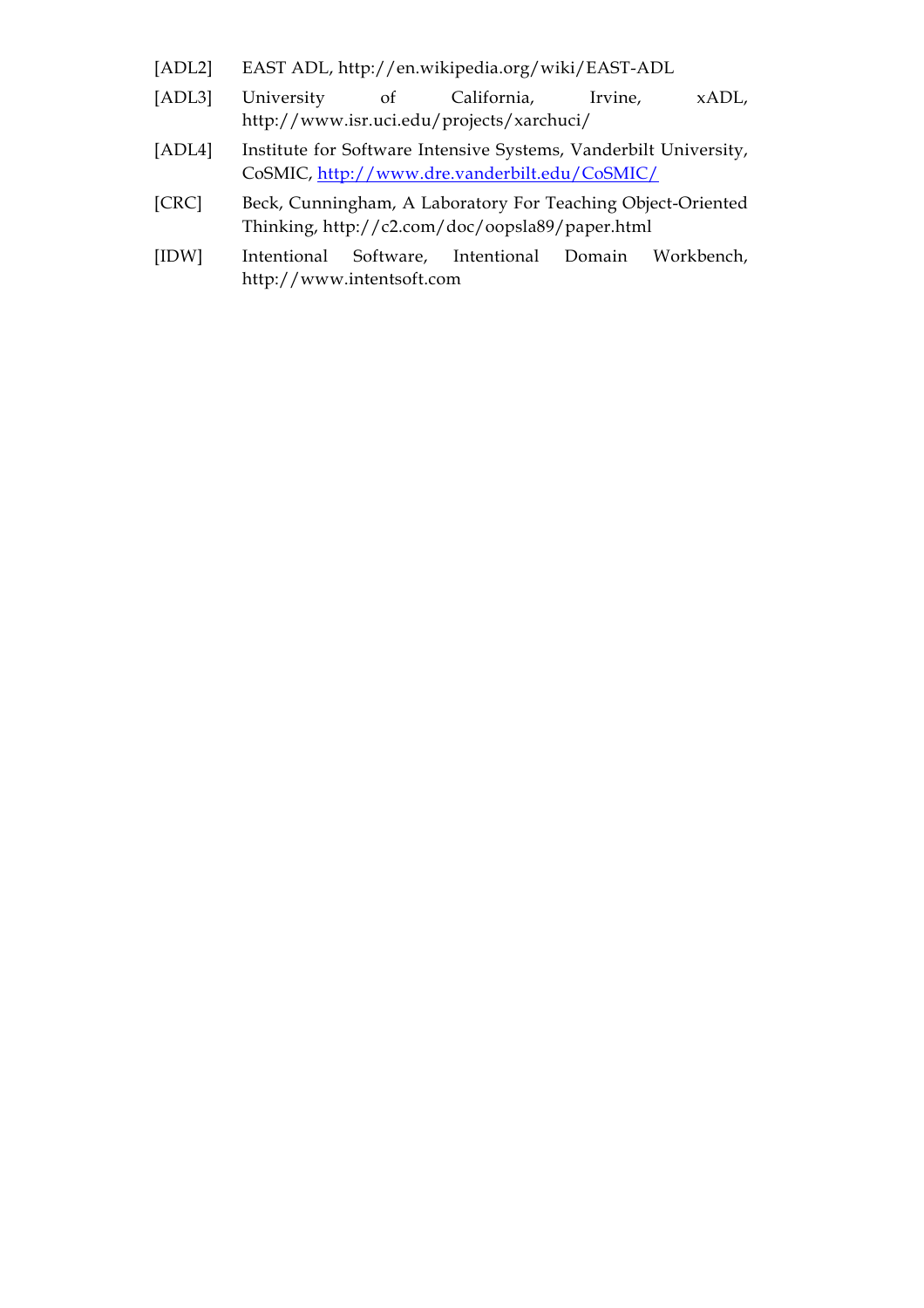[ADL2] EAST ADL, http://en.wikipedia.org/wiki/EAST-ADL

[ADL3] University of California, Irvine, xADL, http://www.isr.uci.edu/projects/xarchuci/

[ADL4] Institute for Software Intensive Systems, Vanderbilt University, CoSMIC, http://www.dre.vanderbilt.edu/CoSMIC/

[CRC] Beck, Cunningham, A Laboratory For Teaching Object-Oriented Thinking, http://c2.com/doc/oopsla89/paper.html

[IDW] Intentional Software, Intentional Domain Workbench, http://www.intentsoft.com